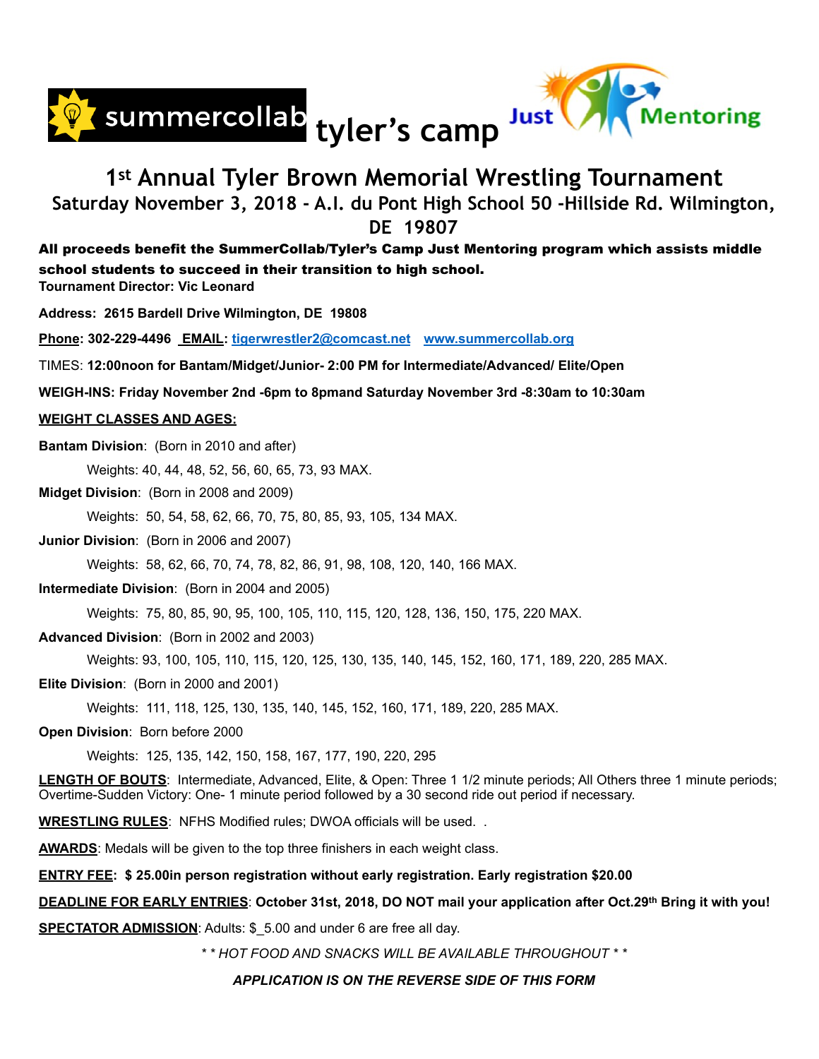summercollab **tyler's camp** Just Mentoring

# 1st Annual Tyler Brown Memorial Wrestling Tournament

## Saturday November 3, 2018 - A.I. du Pont High School 50 -Hillside Rd. Wilmington, DE 19807

**All proceeds benefit the SummerCollab/Tyler's Camp Just Mentoring program which assists middle school students to succeed in their transition to high school.**

**Tournament Director: Vic Leonard**

**Address: 2615 Bardell Drive Wilmington, DE 19808**

**Phone: 302-229-4496 EMAIL: tigerwrestler2@comcast.net** www.summercollab.org

TIMES: **12:00noon for Bantam/Midget/Junior- 2:00 PM for Intermediate/Advanced/ Elite/Open**

**WEIGH-INS: Friday November 2nd -6pm to 8pmand Saturday November 3rd -8:30am to 10:30am**

**WEIGHT CLASSES AND AGES:**

**Bantam Division**: (Born in 2010 and after)

Weights: 40, 44, 48, 52, 56, 60, 65, 73, 93 MAX.

**Midget Division**: (Born in 2008 and 2009)

Weights: 50, 54, 58, 62, 66, 70, 75, 80, 85, 93, 105, 134 MAX.

**Junior Division**: (Born in 2006 and 2007)

Weights: 58, 62, 66, 70, 74, 78, 82, 86, 91, 98, 108, 120, 140, 166 MAX.

**Intermediate Division**: (Born in 2004 and 2005)

Weights: 75, 80, 85, 90, 95, 100, 105, 110, 115, 120, 128, 136, 150, 175, 220 MAX.

**Advanced Division**: (Born in 2002 and 2003)

Weights: 93, 100, 105, 110, 115, 120, 125, 130, 135, 140, 145, 152, 160, 171, 189, 220, 285 MAX.

**Elite Division**: (Born in 2000 and 2001)

Weights: 111, 118, 125, 130, 135, 140, 145, 152, 160, 171, 189, 220, 285 MAX.

**Open Division**: Born before 2000

Weights: 125, 135, 142, 150, 158, 167, 177, 190, 220, 295

**LENGTH OF BOUTS**: Intermediate, Advanced, Elite, & Open: Three 1 1/2 minute periods; All Others three 1 minute periods; Overtime-Sudden Victory: One- 1 minute period followed by a 30 second ride out period if necessary.

**WRESTLING RULES**: NFHS Modified rules; DWOA officials will be used. .

**AWARDS**: Medals will be given to the top three finishers in each weight class.

**ENTRY FEE: $ 25.00in person registration without early registration. Early registration $20.00**

**DEADLINE FOR EARLY ENTRIES**: **October 31st, 2018, DO NOT mail your application after Oct.29th Bring it with you!**

**SPECTATOR ADMISSION**: Adults: $_5.00 and under 6 are free all day.

*\* \* HOT FOOD AND SNACKS WILL BE AVAILABLE THROUGHOUT \* \**

***APPLICATION IS ON THE REVERSE SIDE OF THIS FORM***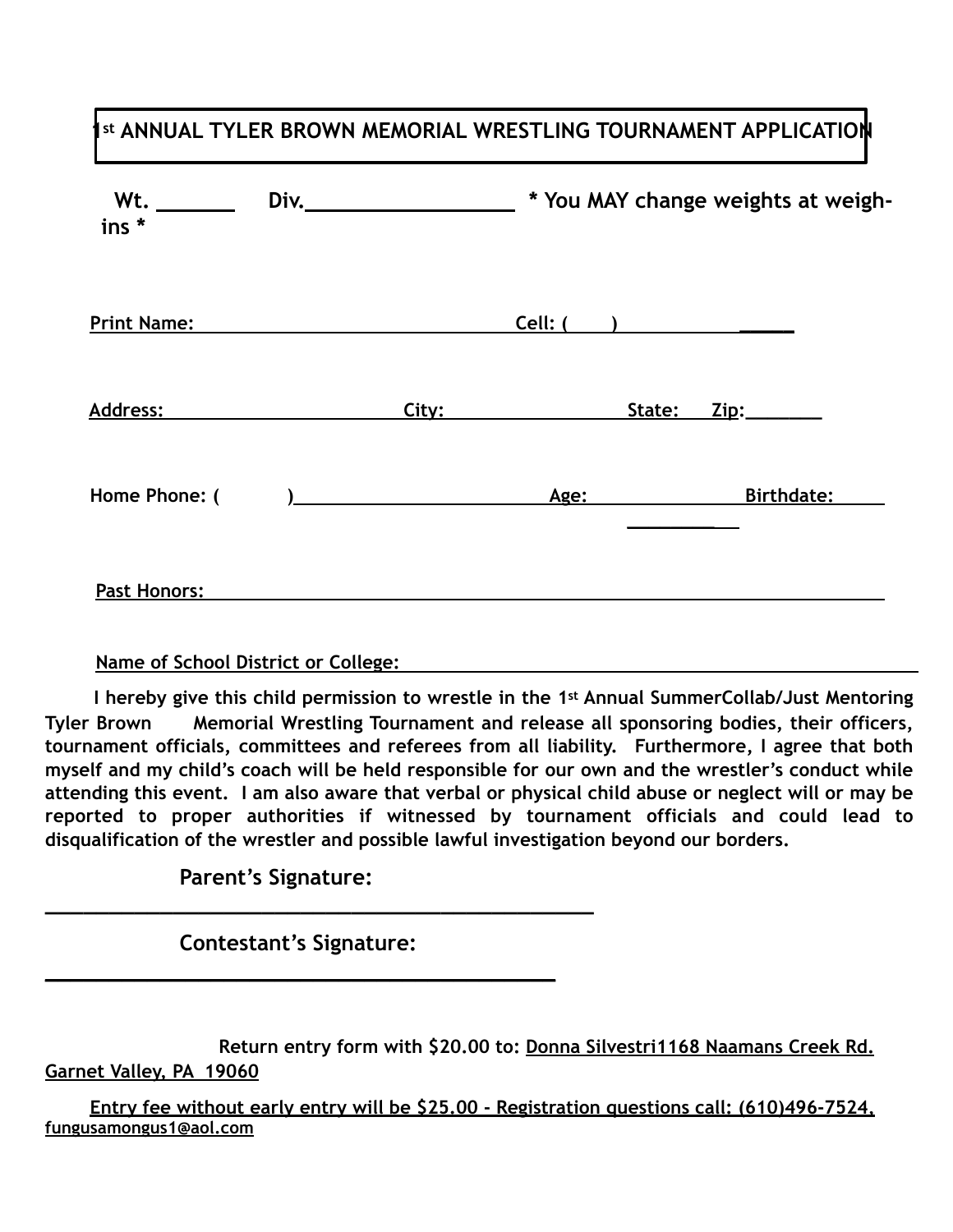# 1st ANNUAL TYLER BROWN MEMORIAL WRESTLING TOURNAMENT APPLICATION

**Wt. _______ Div. __________________ * You MAY change weights at weigh-ins ***

**Print Name: ______________________________ Cell: ( ) ___________ _____**

**Address: ______________________ City: ________________ State: Zip: _______**

**Home Phone: ( ) ________________________ Age: ______________ Birthdate: ____________**

**Past Honors: ________________________________________________________________**

**Name of School District or College: ______________________________________________**

**I hereby give this child permission to wrestle in the 1st Annual SummerCollab/Just Mentoring Tyler Brown Memorial Wrestling Tournament and release all sponsoring bodies, their officers, tournament officials, committees and referees from all liability. Furthermore, I agree that both myself and my child's coach will be held responsible for our own and the wrestler's conduct while attending this event. I am also aware that verbal or physical child abuse or neglect will or may be reported to proper authorities if witnessed by tournament officials and could lead to disqualification of the wrestler and possible lawful investigation beyond our borders.**

**Parent's Signature: ______________________________________________**

**Contestant's Signature: __________________________________________**

**Return entry form with $20.00 to: Donna Silvestri1168 Naamans Creek Rd. Garnet Valley, PA 19060**

**Entry fee without early entry will be $25.00 - Registration questions call: (610)496-7524, fungusamongus1@aol.com**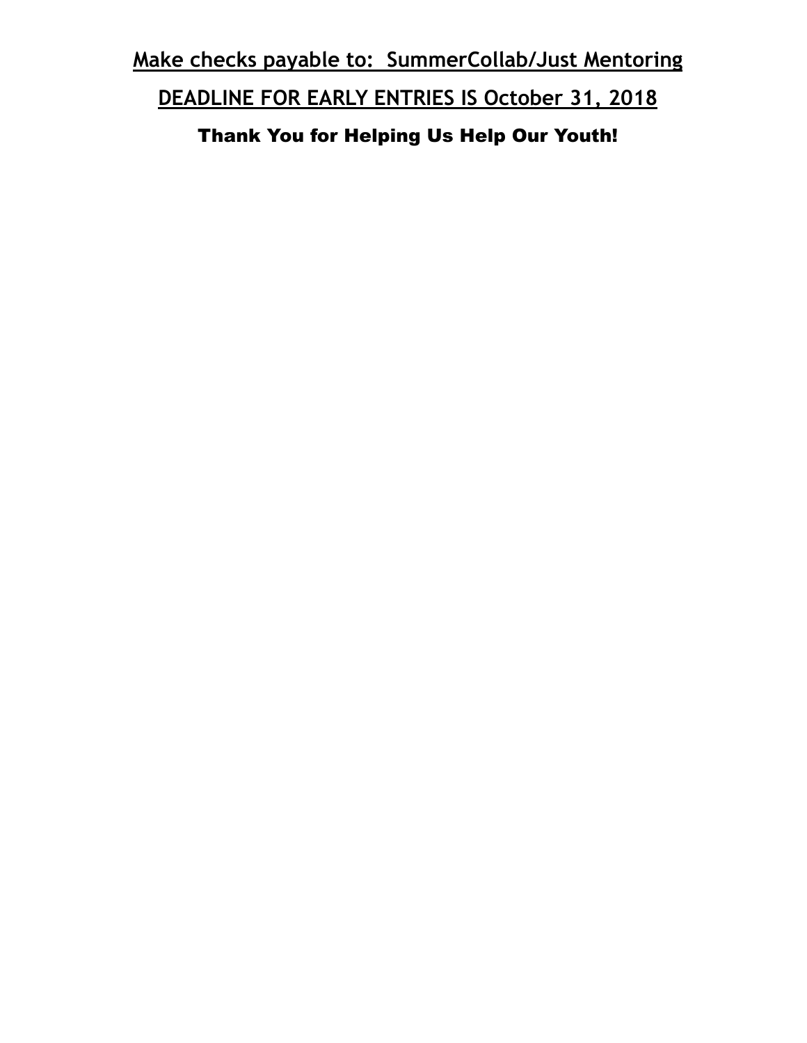**Make checks payable to:  SummerCollab/Just Mentoring**

**DEADLINE FOR EARLY ENTRIES IS October 31, 2018**

**Thank You for Helping Us Help Our Youth!**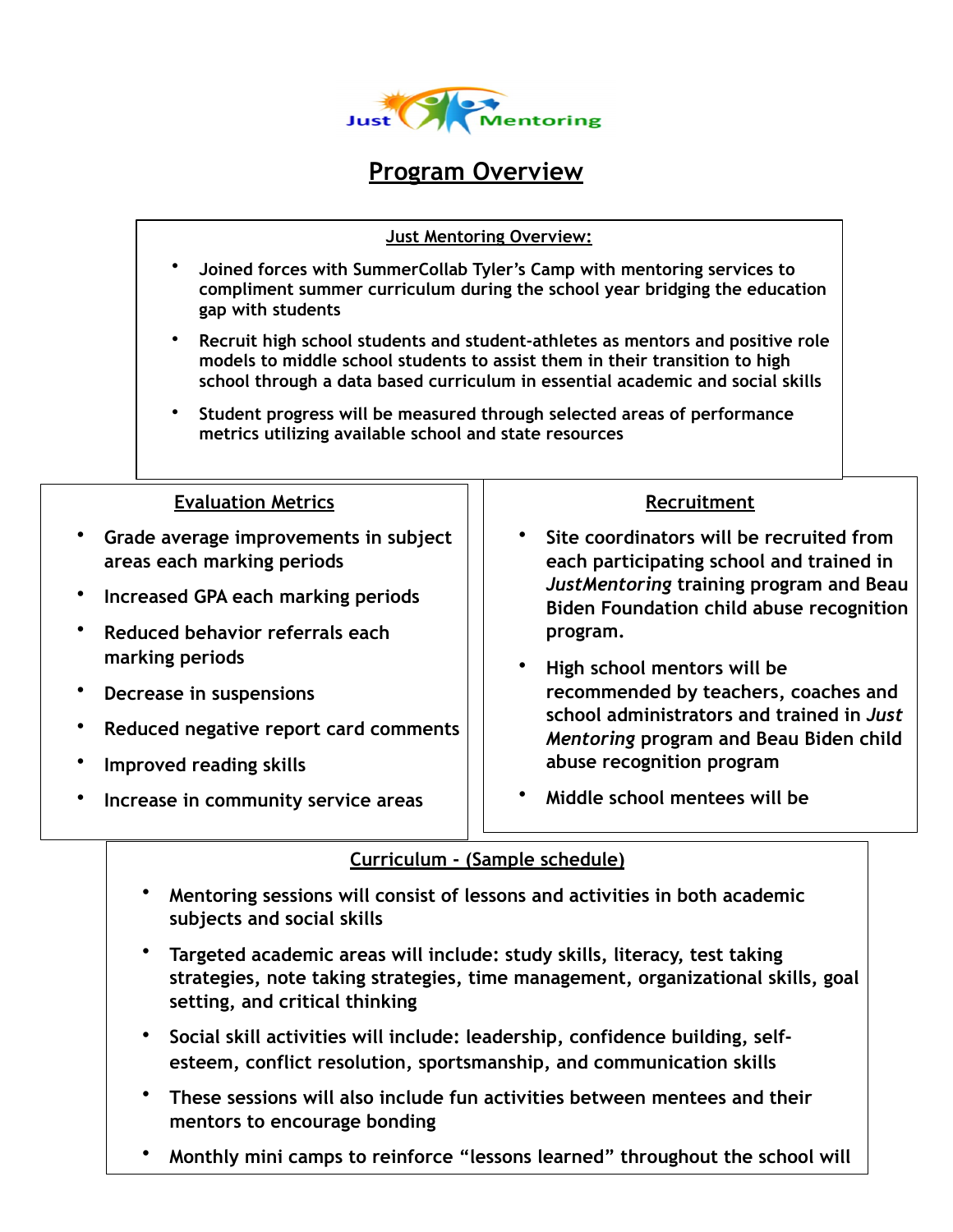Just Mentoring

# Program Overview

## Just Mentoring Overview:

- Joined forces with SummerCollab Tyler's Camp with mentoring services to compliment summer curriculum during the school year bridging the education gap with students
- Recruit high school students and student-athletes as mentors and positive role models to middle school students to assist them in their transition to high school through a data based curriculum in essential academic and social skills
- Student progress will be measured through selected areas of performance metrics utilizing available school and state resources

## Evaluation Metrics

- Grade average improvements in subject areas each marking periods
- Increased GPA each marking periods
- Reduced behavior referrals each marking periods
- Decrease in suspensions
- Reduced negative report card comments
- Improved reading skills
- Increase in community service areas

## Recruitment

- Site coordinators will be recruited from each participating school and trained in *JustMentoring* training program and Beau Biden Foundation child abuse recognition program.
- High school mentors will be recommended by teachers, coaches and school administrators and trained in *Just Mentoring* program and Beau Biden child abuse recognition program
- Middle school mentees will be

## Curriculum - (Sample schedule)

- Mentoring sessions will consist of lessons and activities in both academic subjects and social skills
- Targeted academic areas will include: study skills, literacy, test taking strategies, note taking strategies, time management, organizational skills, goal setting, and critical thinking
- Social skill activities will include: leadership, confidence building, self-esteem, conflict resolution, sportsmanship, and communication skills
- These sessions will also include fun activities between mentees and their mentors to encourage bonding
- Monthly mini camps to reinforce "lessons learned" throughout the school will